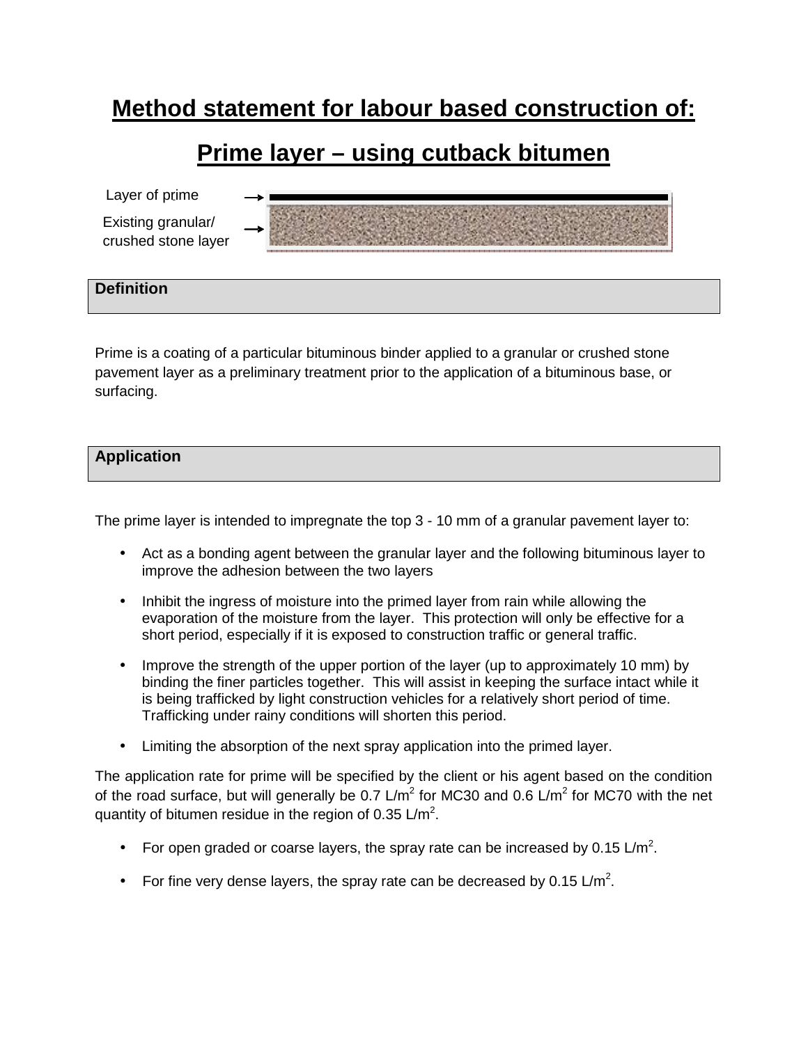# Method statement for labour based construction of:

# Prime layer – using cutback bitumen

Layer of prime

Existing granular/ crushed stone layer

## Definition

Prime is a coating of a particular bituminous binder applied to a granular or crushed stone pavement layer as a preliminary treatment prior to the application of a bituminous base, or surfacing.

## Application

The prime layer is intended to impregnate the top 3 - 10 mm of a granular pavement layer to:

- Act as a bonding agent between the granular layer and the following bituminous layer to improve the adhesion between the two layers
- Inhibit the ingress of moisture into the primed layer from rain while allowing the evaporation of the moisture from the layer. This protection will only be effective for a short period, especially if it is exposed to construction traffic or general traffic.
- Improve the strength of the upper portion of the layer (up to approximately 10 mm) by binding the finer particles together. This will assist in keeping the surface intact while it is being trafficked by light construction vehicles for a relatively short period of time. Trafficking under rainy conditions will shorten this period.
- Limiting the absorption of the next spray application into the primed layer.

The application rate for prime will be specified by the client or his agent based on the condition of the road surface, but will generally be 0.7 L/m$^2$ for MC30 and 0.6 L/m$^2$ for MC70 with the net quantity of bitumen residue in the region of 0.35 L/m$^2$.

- For open graded or coarse layers, the spray rate can be increased by 0.15 L/m$^2$.
- For fine very dense layers, the spray rate can be decreased by 0.15 L/m$^2$.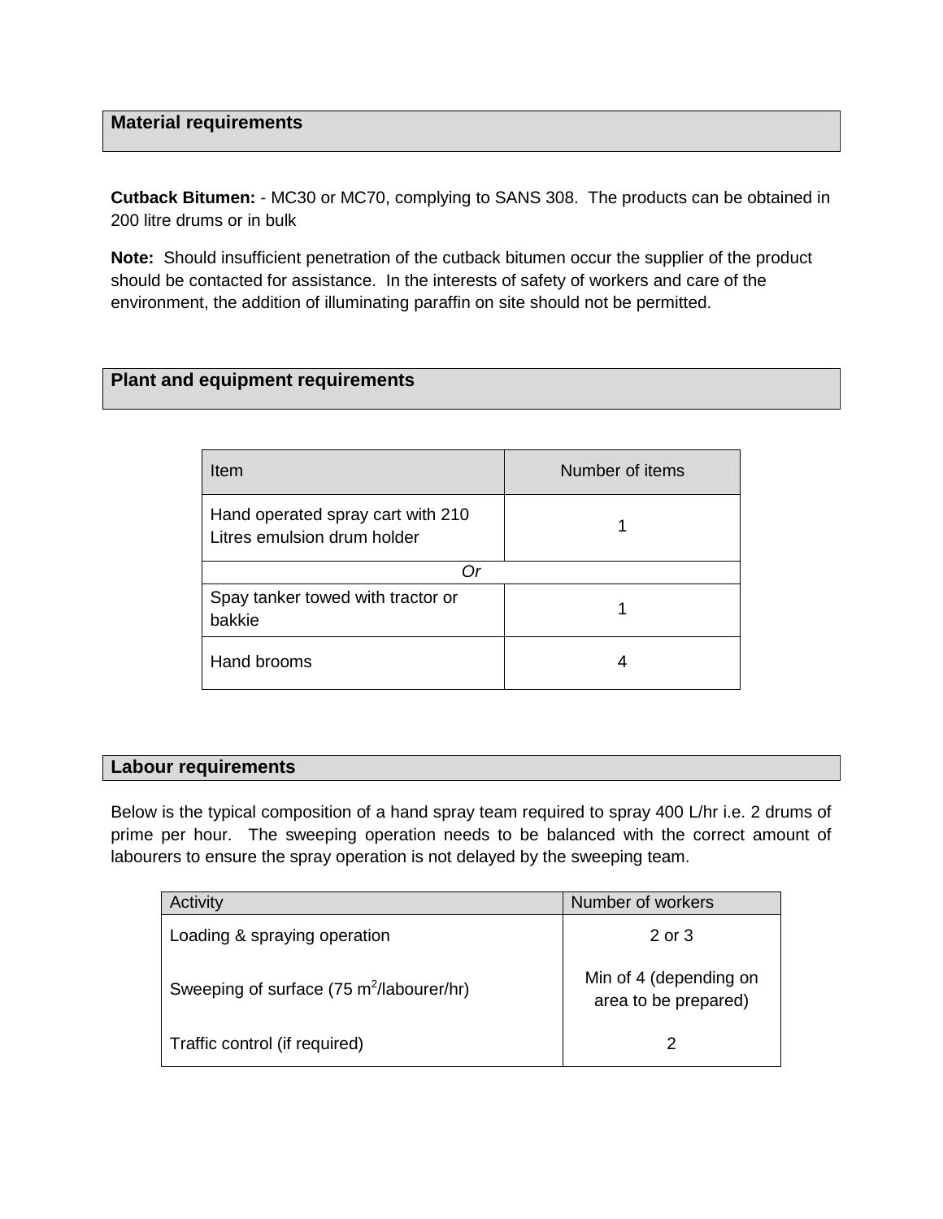## Material requirements

**Cutback Bitumen:** - MC30 or MC70, complying to SANS 308. The products can be obtained in 200 litre drums or in bulk

**Note:** Should insufficient penetration of the cutback bitumen occur the supplier of the product should be contacted for assistance. In the interests of safety of workers and care of the environment, the addition of illuminating paraffin on site should not be permitted.

## Plant and equipment requirements

| Item | Number of items |
|---|---|
| Hand operated spray cart with 210 Litres emulsion drum holder | 1 |
| *Or* | |
| Spay tanker towed with tractor or bakkie | 1 |
| Hand brooms | 4 |

## Labour requirements

Below is the typical composition of a hand spray team required to spray 400 L/hr i.e. 2 drums of prime per hour. The sweeping operation needs to be balanced with the correct amount of labourers to ensure the spray operation is not delayed by the sweeping team.

| Activity | Number of workers |
|---|---|
| Loading & spraying operation | 2 or 3 |
| Sweeping of surface (75 $m^2$/labourer/hr) | Min of 4 (depending on area to be prepared) |
| Traffic control (if required) | 2 |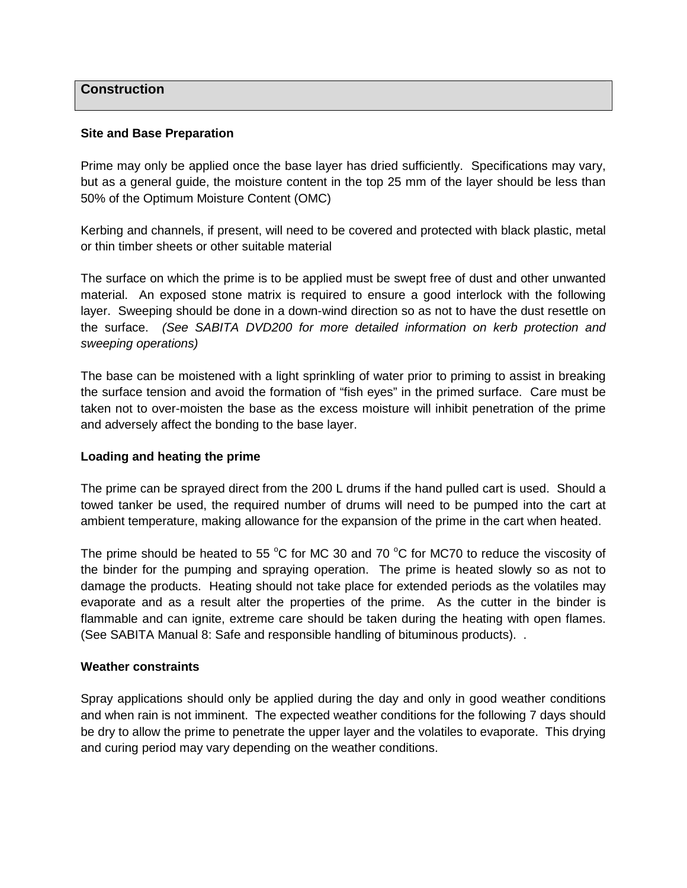## Construction

### Site and Base Preparation

Prime may only be applied once the base layer has dried sufficiently. Specifications may vary, but as a general guide, the moisture content in the top 25 mm of the layer should be less than 50% of the Optimum Moisture Content (OMC)

Kerbing and channels, if present, will need to be covered and protected with black plastic, metal or thin timber sheets or other suitable material

The surface on which the prime is to be applied must be swept free of dust and other unwanted material. An exposed stone matrix is required to ensure a good interlock with the following layer. Sweeping should be done in a down-wind direction so as not to have the dust resettle on the surface. *(See SABITA DVD200 for more detailed information on kerb protection and sweeping operations)*

The base can be moistened with a light sprinkling of water prior to priming to assist in breaking the surface tension and avoid the formation of "fish eyes" in the primed surface. Care must be taken not to over-moisten the base as the excess moisture will inhibit penetration of the prime and adversely affect the bonding to the base layer.

### Loading and heating the prime

The prime can be sprayed direct from the 200 L drums if the hand pulled cart is used. Should a towed tanker be used, the required number of drums will need to be pumped into the cart at ambient temperature, making allowance for the expansion of the prime in the cart when heated.

The prime should be heated to 55 $^{o}$C for MC 30 and 70 $^{o}$C for MC70 to reduce the viscosity of the binder for the pumping and spraying operation. The prime is heated slowly so as not to damage the products. Heating should not take place for extended periods as the volatiles may evaporate and as a result alter the properties of the prime. As the cutter in the binder is flammable and can ignite, extreme care should be taken during the heating with open flames. (See SABITA Manual 8: Safe and responsible handling of bituminous products). .

### Weather constraints

Spray applications should only be applied during the day and only in good weather conditions and when rain is not imminent. The expected weather conditions for the following 7 days should be dry to allow the prime to penetrate the upper layer and the volatiles to evaporate. This drying and curing period may vary depending on the weather conditions.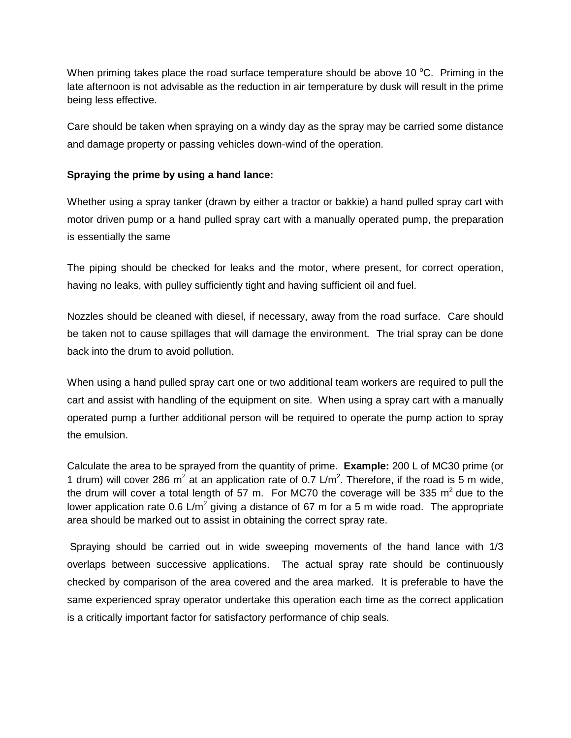When priming takes place the road surface temperature should be above 10 $^{o}$C. Priming in the late afternoon is not advisable as the reduction in air temperature by dusk will result in the prime being less effective.

Care should be taken when spraying on a windy day as the spray may be carried some distance and damage property or passing vehicles down-wind of the operation.

**Spraying the prime by using a hand lance:**

Whether using a spray tanker (drawn by either a tractor or bakkie) a hand pulled spray cart with motor driven pump or a hand pulled spray cart with a manually operated pump, the preparation is essentially the same

The piping should be checked for leaks and the motor, where present, for correct operation, having no leaks, with pulley sufficiently tight and having sufficient oil and fuel.

Nozzles should be cleaned with diesel, if necessary, away from the road surface. Care should be taken not to cause spillages that will damage the environment. The trial spray can be done back into the drum to avoid pollution.

When using a hand pulled spray cart one or two additional team workers are required to pull the cart and assist with handling of the equipment on site. When using a spray cart with a manually operated pump a further additional person will be required to operate the pump action to spray the emulsion.

Calculate the area to be sprayed from the quantity of prime. **Example:** 200 L of MC30 prime (or 1 drum) will cover 286 m$^2$ at an application rate of 0.7 L/m$^2$. Therefore, if the road is 5 m wide, the drum will cover a total length of 57 m. For MC70 the coverage will be 335 m$^2$ due to the lower application rate 0.6 L/m$^2$ giving a distance of 67 m for a 5 m wide road. The appropriate area should be marked out to assist in obtaining the correct spray rate.

Spraying should be carried out in wide sweeping movements of the hand lance with 1/3 overlaps between successive applications. The actual spray rate should be continuously checked by comparison of the area covered and the area marked. It is preferable to have the same experienced spray operator undertake this operation each time as the correct application is a critically important factor for satisfactory performance of chip seals.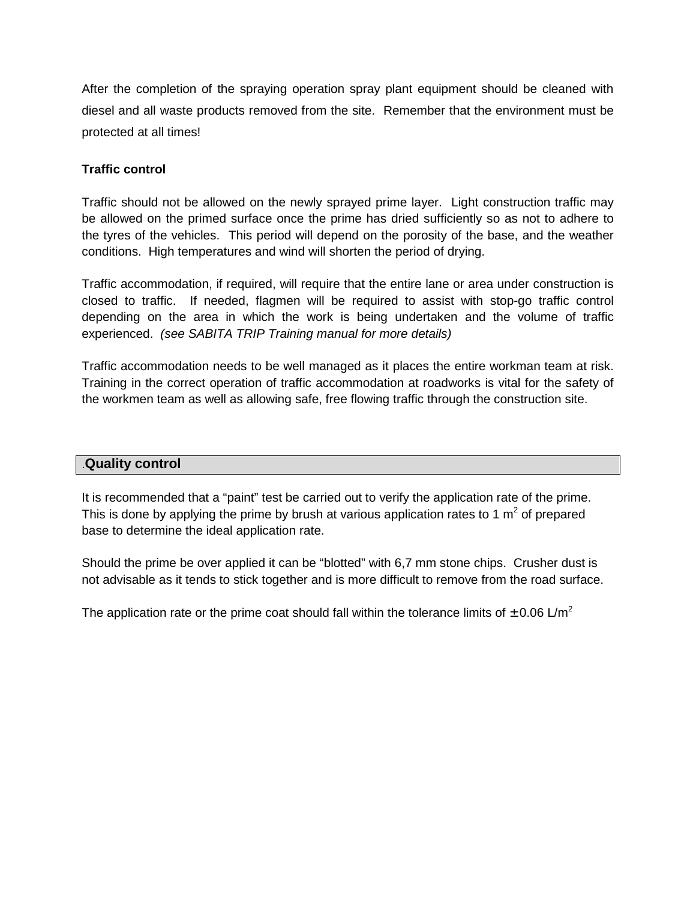After the completion of the spraying operation spray plant equipment should be cleaned with diesel and all waste products removed from the site. Remember that the environment must be protected at all times!

**Traffic control**

Traffic should not be allowed on the newly sprayed prime layer. Light construction traffic may be allowed on the primed surface once the prime has dried sufficiently so as not to adhere to the tyres of the vehicles. This period will depend on the porosity of the base, and the weather conditions. High temperatures and wind will shorten the period of drying.

Traffic accommodation, if required, will require that the entire lane or area under construction is closed to traffic. If needed, flagmen will be required to assist with stop-go traffic control depending on the area in which the work is being undertaken and the volume of traffic experienced. *(see SABITA TRIP Training manual for more details)*

Traffic accommodation needs to be well managed as it places the entire workman team at risk. Training in the correct operation of traffic accommodation at roadworks is vital for the safety of the workmen team as well as allowing safe, free flowing traffic through the construction site.

## .Quality control

It is recommended that a "paint" test be carried out to verify the application rate of the prime. This is done by applying the prime by brush at various application rates to 1 $m^2$ of prepared base to determine the ideal application rate.

Should the prime be over applied it can be "blotted" with 6,7 mm stone chips. Crusher dust is not advisable as it tends to stick together and is more difficult to remove from the road surface.

The application rate or the prime coat should fall within the tolerance limits of $\pm$ 0.06 L/$m^2$